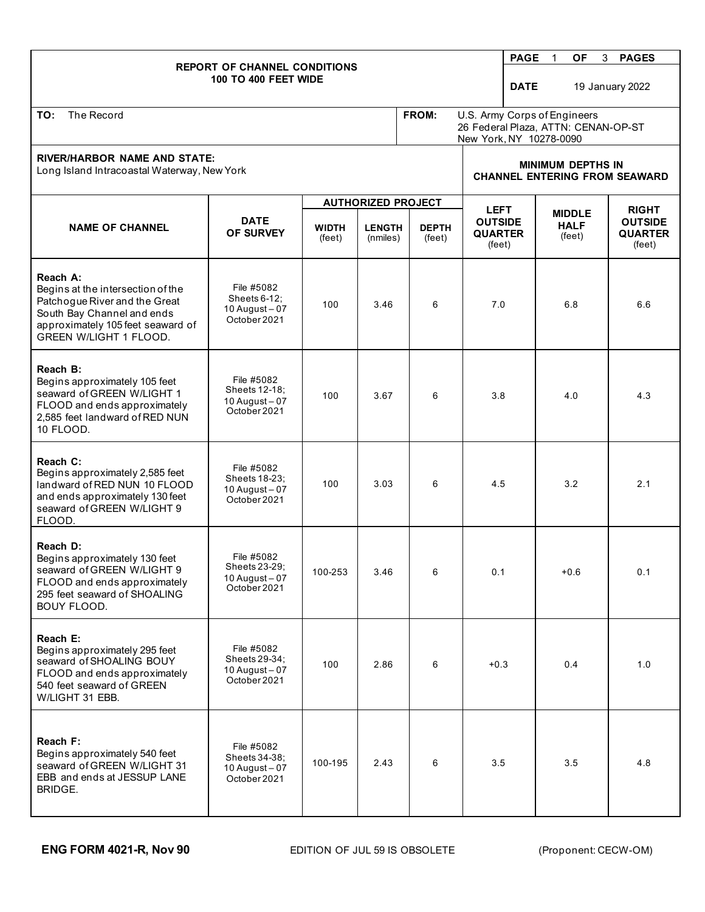# REPORT OF CHANNEL CONDITIONS
## 100 TO 400 FEET WIDE

**DATE** 19 January 2022

**TO:** The Record

**FROM:** U.S. Army Corps of Engineers
26 Federal Plaza, ATTN: CENAN-OP-ST
New York, NY 10278-0090

**RIVER/HARBOR NAME AND STATE:**
Long Island Intracoastal Waterway, New York

| NAME OF CHANNEL | DATE OF SURVEY | AUTHORIZED PROJECT | | | MINIMUM DEPTHS IN CHANNEL ENTERING FROM SEAWARD | | |
|---|---|---|---|---|---|---|---|
| | | WIDTH (feet) | LENGTH (nmiles) | DEPTH (feet) | LEFT OUTSIDE QUARTER (feet) | MIDDLE HALF (feet) | RIGHT OUTSIDE QUARTER (feet) |
| **Reach A:** Begins at the intersection of the Patchogue River and the Great South Bay Channel and ends approximately 105 feet seaward of GREEN W/LIGHT 1 FLOOD. | File #5082 Sheets 6-12; 10 August – 07 October 2021 | 100 | 3.46 | 6 | 7.0 | 6.8 | 6.6 |
| **Reach B:** Begins approximately 105 feet seaward of GREEN W/LIGHT 1 FLOOD and ends approximately 2,585 feet landward of RED NUN 10 FLOOD. | File #5082 Sheets 12-18; 10 August – 07 October 2021 | 100 | 3.67 | 6 | 3.8 | 4.0 | 4.3 |
| **Reach C:** Begins approximately 2,585 feet landward of RED NUN 10 FLOOD and ends approximately 130 feet seaward of GREEN W/LIGHT 9 FLOOD. | File #5082 Sheets 18-23; 10 August – 07 October 2021 | 100 | 3.03 | 6 | 4.5 | 3.2 | 2.1 |
| **Reach D:** Begins approximately 130 feet seaward of GREEN W/LIGHT 9 FLOOD and ends approximately 295 feet seaward of SHOALING BOUY FLOOD. | File #5082 Sheets 23-29; 10 August – 07 October 2021 | 100-253 | 3.46 | 6 | 0.1 | +0.6 | 0.1 |
| **Reach E:** Begins approximately 295 feet seaward of SHOALING BOUY FLOOD and ends approximately 540 feet seaward of GREEN W/LIGHT 31 EBB. | File #5082 Sheets 29-34; 10 August – 07 October 2021 | 100 | 2.86 | 6 | +0.3 | 0.4 | 1.0 |
| **Reach F:** Begins approximately 540 feet seaward of GREEN W/LIGHT 31 EBB and ends at JESSUP LANE BRIDGE. | File #5082 Sheets 34-38; 10 August – 07 October 2021 | 100-195 | 2.43 | 6 | 3.5 | 3.5 | 4.8 |

**ENG FORM 4021-R, Nov 90** EDITION OF JUL 59 IS OBSOLETE (Proponent: CECW-OM)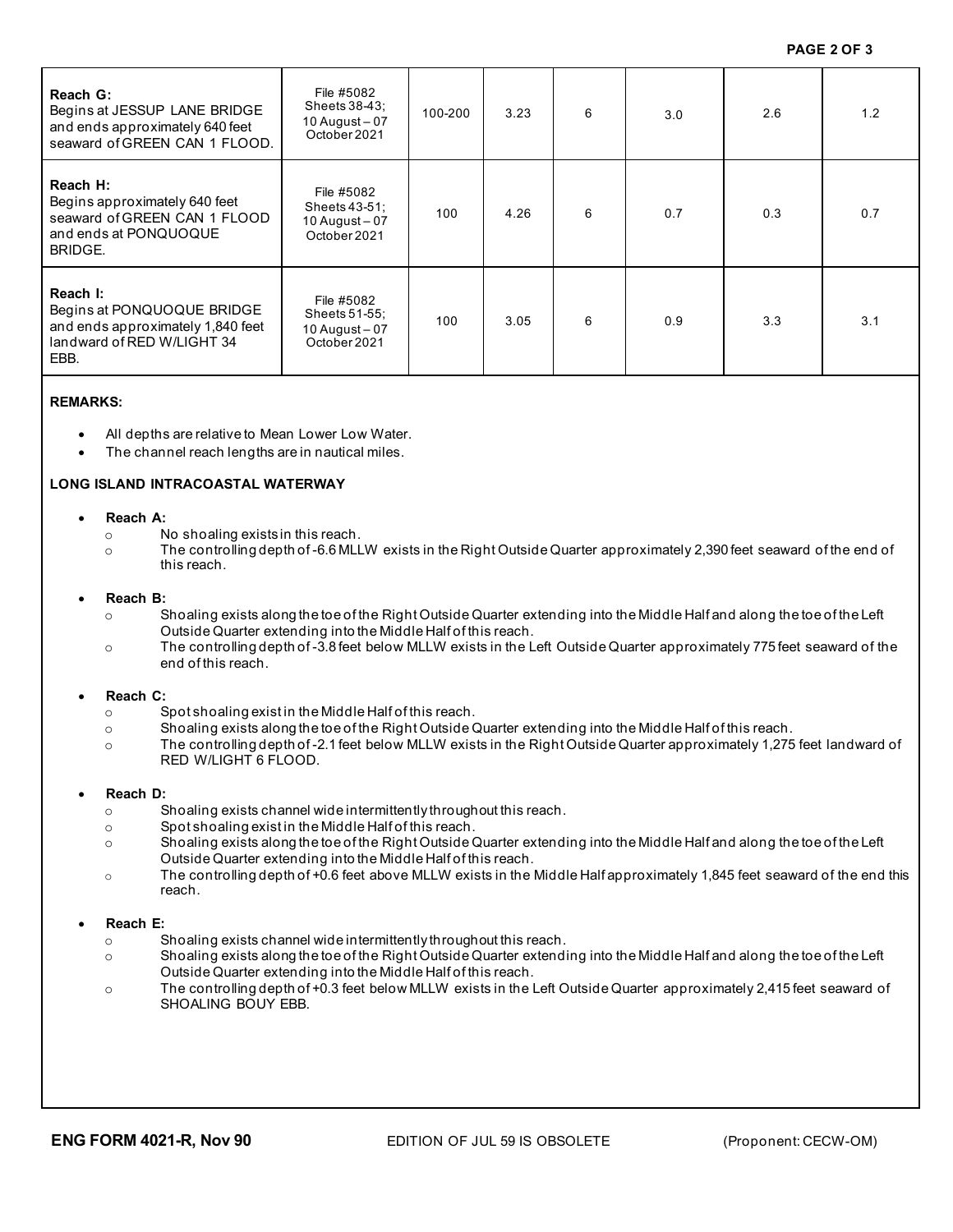| | | | | | | | |
|---|---|---|---|---|---|---|---|
| **Reach G:** Begins at JESSUP LANE BRIDGE and ends approximately 640 feet seaward of GREEN CAN 1 FLOOD. | File #5082 Sheets 38-43; 10 August – 07 October 2021 | 100-200 | 3.23 | 6 | 3.0 | 2.6 | 1.2 |
| **Reach H:** Begins approximately 640 feet seaward of GREEN CAN 1 FLOOD and ends at PONQUOQUE BRIDGE. | File #5082 Sheets 43-51; 10 August – 07 October 2021 | 100 | 4.26 | 6 | 0.7 | 0.3 | 0.7 |
| **Reach I:** Begins at PONQUOQUE BRIDGE and ends approximately 1,840 feet landward of RED W/LIGHT 34 EBB. | File #5082 Sheets 51-55; 10 August – 07 October 2021 | 100 | 3.05 | 6 | 0.9 | 3.3 | 3.1 |

**REMARKS:**

- All depths are relative to Mean Lower Low Water.
- The channel reach lengths are in nautical miles.

**LONG ISLAND INTRACOASTAL WATERWAY**

- **Reach A:**
  - No shoaling exists in this reach.
  - The controlling depth of -6.6 MLLW exists in the Right Outside Quarter approximately 2,390 feet seaward of the end of this reach.

- **Reach B:**
  - Shoaling exists along the toe of the Right Outside Quarter extending into the Middle Half and along the toe of the Left Outside Quarter extending into the Middle Half of this reach.
  - The controlling depth of -3.8 feet below MLLW exists in the Left Outside Quarter approximately 775 feet seaward of the end of this reach.

- **Reach C:**
  - Spot shoaling exist in the Middle Half of this reach.
  - Shoaling exists along the toe of the Right Outside Quarter extending into the Middle Half of this reach.
  - The controlling depth of -2.1 feet below MLLW exists in the Right Outside Quarter approximately 1,275 feet landward of RED W/LIGHT 6 FLOOD.

- **Reach D:**
  - Shoaling exists channel wide intermittently throughout this reach.
  - Spot shoaling exist in the Middle Half of this reach.
  - Shoaling exists along the toe of the Right Outside Quarter extending into the Middle Half and along the toe of the Left Outside Quarter extending into the Middle Half of this reach.
  - The controlling depth of +0.6 feet above MLLW exists in the Middle Half approximately 1,845 feet seaward of the end this reach.

- **Reach E:**
  - Shoaling exists channel wide intermittently throughout this reach.
  - Shoaling exists along the toe of the Right Outside Quarter extending into the Middle Half and along the toe of the Left Outside Quarter extending into the Middle Half of this reach.
  - The controlling depth of +0.3 feet below MLLW exists in the Left Outside Quarter approximately 2,415 feet seaward of SHOALING BOUY EBB.

**ENG FORM 4021-R, Nov 90** EDITION OF JUL 59 IS OBSOLETE (Proponent: CECW-OM)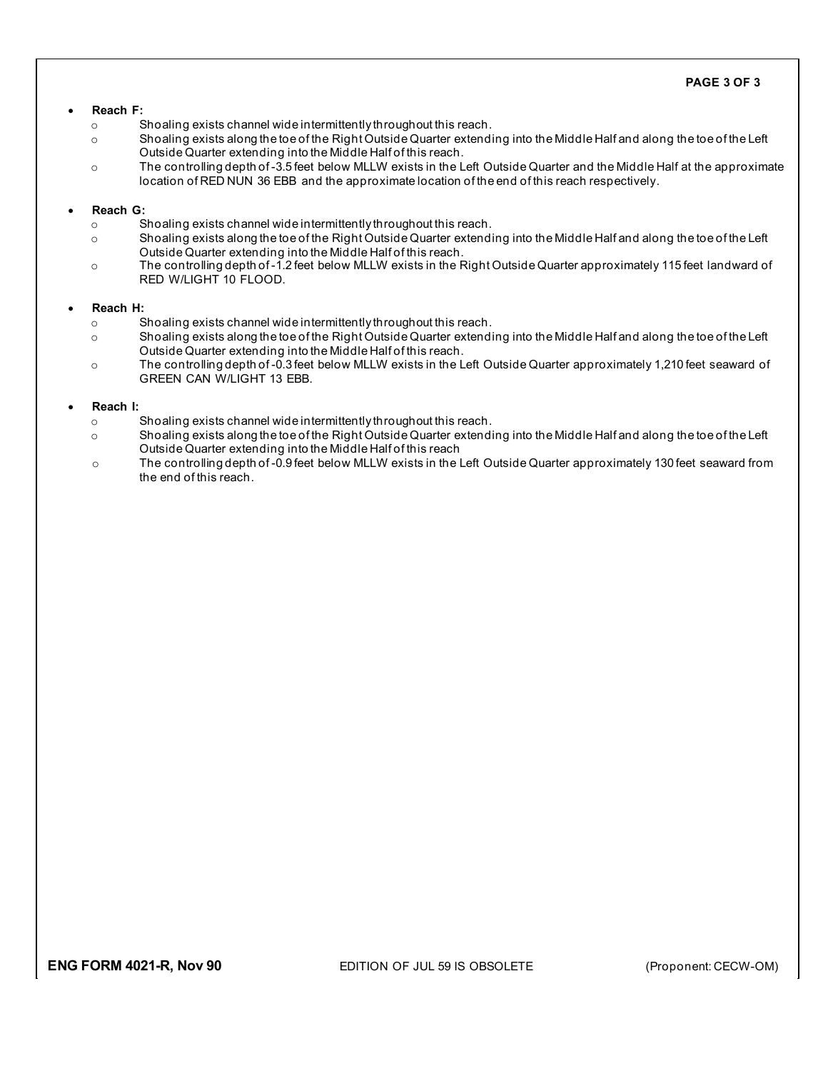- **Reach F:**
  - Shoaling exists channel wide intermittently throughout this reach.
  - Shoaling exists along the toe of the Right Outside Quarter extending into the Middle Half and along the toe of the Left Outside Quarter extending into the Middle Half of this reach.
  - The controlling depth of -3.5 feet below MLLW exists in the Left Outside Quarter and the Middle Half at the approximate location of RED NUN 36 EBB and the approximate location of the end of this reach respectively.

- **Reach G:**
  - Shoaling exists channel wide intermittently throughout this reach.
  - Shoaling exists along the toe of the Right Outside Quarter extending into the Middle Half and along the toe of the Left Outside Quarter extending into the Middle Half of this reach.
  - The controlling depth of -1.2 feet below MLLW exists in the Right Outside Quarter approximately 115 feet landward of RED W/LIGHT 10 FLOOD.

- **Reach H:**
  - Shoaling exists channel wide intermittently throughout this reach.
  - Shoaling exists along the toe of the Right Outside Quarter extending into the Middle Half and along the toe of the Left Outside Quarter extending into the Middle Half of this reach.
  - The controlling depth of -0.3 feet below MLLW exists in the Left Outside Quarter approximately 1,210 feet seaward of GREEN CAN W/LIGHT 13 EBB.

- **Reach I:**
  - Shoaling exists channel wide intermittently throughout this reach.
  - Shoaling exists along the toe of the Right Outside Quarter extending into the Middle Half and along the toe of the Left Outside Quarter extending into the Middle Half of this reach
  - The controlling depth of -0.9 feet below MLLW exists in the Left Outside Quarter approximately 130 feet seaward from the end of this reach.

**ENG FORM 4021-R, Nov 90** EDITION OF JUL 59 IS OBSOLETE (Proponent: CECW-OM)